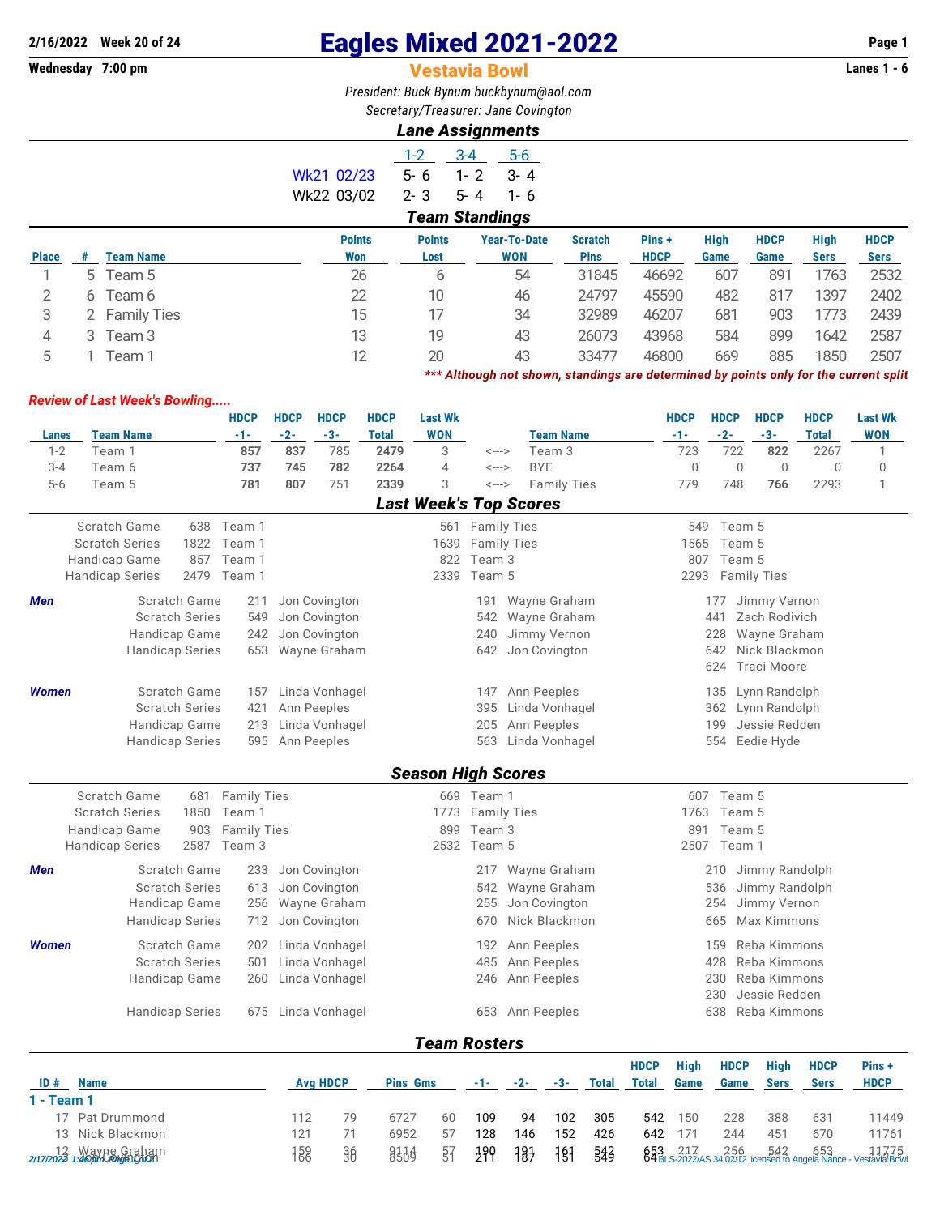2/16/2022 **Week 20 of 24**

Wednesday **7:00 pm**

# Eagles Mixed 2021-2022

## Vestavia Bowl

Lanes 1 - 6

*President: Buck Bynum buckbynum@aol.com*

*Secretary/Treasurer: Jane Covington*

### Lane Assignments

| | 1-2 | 3-4 | 5-6 |
|---|---|---|---|
| Wk21 02/23 | 5- 6 | 1- 2 | 3- 4 |
| Wk22 03/02 | 2- 3 | 5- 4 | 1- 6 |

### Team Standings

| Place | # | Team Name | Points Won | Points Lost | Year-To-Date WON | Scratch Pins | Pins + HDCP | High Game | HDCP Game | High Sers | HDCP Sers |
|---|---|---|---|---|---|---|---|---|---|---|---|
| 1 | 5 | Team 5 | 26 | 6 | 54 | 31845 | 46692 | 607 | 891 | 1763 | 2532 |
| 2 | 6 | Team 6 | 22 | 10 | 46 | 24797 | 45590 | 482 | 817 | 1397 | 2402 |
| 3 | 2 | Family Ties | 15 | 17 | 34 | 32989 | 46207 | 681 | 903 | 1773 | 2439 |
| 4 | 3 | Team 3 | 13 | 19 | 43 | 26073 | 43968 | 584 | 899 | 1642 | 2587 |
| 5 | 1 | Team 1 | 12 | 20 | 43 | 33477 | 46800 | 669 | 885 | 1850 | 2507 |

****** Although not shown, standings are determined by points only for the current split*

*Review of Last Week's Bowling.....*

| Lanes | Team Name | HDCP -1- | HDCP -2- | HDCP -3- | HDCP Total | Last Wk WON | | Team Name | HDCP -1- | HDCP -2- | HDCP -3- | HDCP Total | Last Wk WON |
|---|---|---|---|---|---|---|---|---|---|---|---|---|---|
| 1-2 | Team 1 | **857** | **837** | 785 | **2479** | 3 | <---> | Team 3 | 723 | 722 | **822** | 2267 | 1 |
| 3-4 | Team 6 | **737** | **745** | **782** | **2264** | 4 | <---> | BYE | 0 | 0 | 0 | 0 | 0 |
| 5-6 | Team 5 | **781** | **807** | 751 | **2339** | 3 | <---> | Family Ties | 779 | 748 | **766** | 2293 | 1 |

### Last Week's Top Scores

| | | | | | | |
|---|---|---|---|---|---|---|
| Scratch Game | 638 | Team 1 | 561 | Family Ties | 549 | Team 5 |
| Scratch Series | 1822 | Team 1 | 1639 | Family Ties | 1565 | Team 5 |
| Handicap Game | 857 | Team 1 | 822 | Team 3 | 807 | Team 5 |
| Handicap Series | 2479 | Team 1 | 2339 | Team 5 | 2293 | Family Ties |

***Men***

| | | | | | | |
|---|---|---|---|---|---|---|
| Scratch Game | 211 | Jon Covington | 191 | Wayne Graham | 177 | Jimmy Vernon |
| Scratch Series | 549 | Jon Covington | 542 | Wayne Graham | 441 | Zach Rodivich |
| Handicap Game | 242 | Jon Covington | 240 | Jimmy Vernon | 228 | Wayne Graham |
| Handicap Series | 653 | Wayne Graham | 642 | Jon Covington | 642 | Nick Blackmon |
| | | | | | 624 | Traci Moore |

***Women***

| | | | | | | |
|---|---|---|---|---|---|---|
| Scratch Game | 157 | Linda Vonhagel | 147 | Ann Peeples | 135 | Lynn Randolph |
| Scratch Series | 421 | Ann Peeples | 395 | Linda Vonhagel | 362 | Lynn Randolph |
| Handicap Game | 213 | Linda Vonhagel | 205 | Ann Peeples | 199 | Jessie Redden |
| Handicap Series | 595 | Ann Peeples | 563 | Linda Vonhagel | 554 | Eedie Hyde |

### Season High Scores

| | | | | | | |
|---|---|---|---|---|---|---|
| Scratch Game | 681 | Family Ties | 669 | Team 1 | 607 | Team 5 |
| Scratch Series | 1850 | Team 1 | 1773 | Family Ties | 1763 | Team 5 |
| Handicap Game | 903 | Family Ties | 899 | Team 3 | 891 | Team 5 |
| Handicap Series | 2587 | Team 3 | 2532 | Team 5 | 2507 | Team 1 |

***Men***

| | | | | | | |
|---|---|---|---|---|---|---|
| Scratch Game | 233 | Jon Covington | 217 | Wayne Graham | 210 | Jimmy Randolph |
| Scratch Series | 613 | Jon Covington | 542 | Wayne Graham | 536 | Jimmy Randolph |
| Handicap Game | 256 | Wayne Graham | 255 | Jon Covington | 254 | Jimmy Vernon |
| Handicap Series | 712 | Jon Covington | 670 | Nick Blackmon | 665 | Max Kimmons |

***Women***

| | | | | | | |
|---|---|---|---|---|---|---|
| Scratch Game | 202 | Linda Vonhagel | 192 | Ann Peeples | 159 | Reba Kimmons |
| Scratch Series | 501 | Linda Vonhagel | 485 | Ann Peeples | 428 | Reba Kimmons |
| Handicap Game | 260 | Linda Vonhagel | 246 | Ann Peeples | 230 | Reba Kimmons |
| | | | | | 230 | Jessie Redden |
| Handicap Series | 675 | Linda Vonhagel | 653 | Ann Peeples | 638 | Reba Kimmons |

### Team Rosters

| ID # | Name | Avg | HDCP | Pins | Gms | -1- | -2- | -3- | Total | HDCP Total | High Game | HDCP Game | High Sers | HDCP Sers | Pins + HDCP |
|---|---|---|---|---|---|---|---|---|---|---|---|---|---|---|---|
| **1 - Team 1** | | | | | | | | | | | | | | | |
| 17 | Pat Drummond | 112 | 79 | 6727 | 60 | 109 | 94 | 102 | 305 | 542 | 150 | 228 | 388 | 631 | 11449 |
| 13 | Nick Blackmon | 121 | 71 | 6952 | 57 | 128 | 146 | 152 | 426 | 642 | 171 | 244 | 451 | 670 | 11761 |
| 12 | Wayne Graham | 159 | 36 | 9114 | 57 | 190 | 191 | 161 | 542 | 653 | 217 | 256 | 542 | 653 | 11775 |
| | | 166 | 30 | 8509 | 51 | 211 | 187 | 151 | 549 | 64 | | | | | |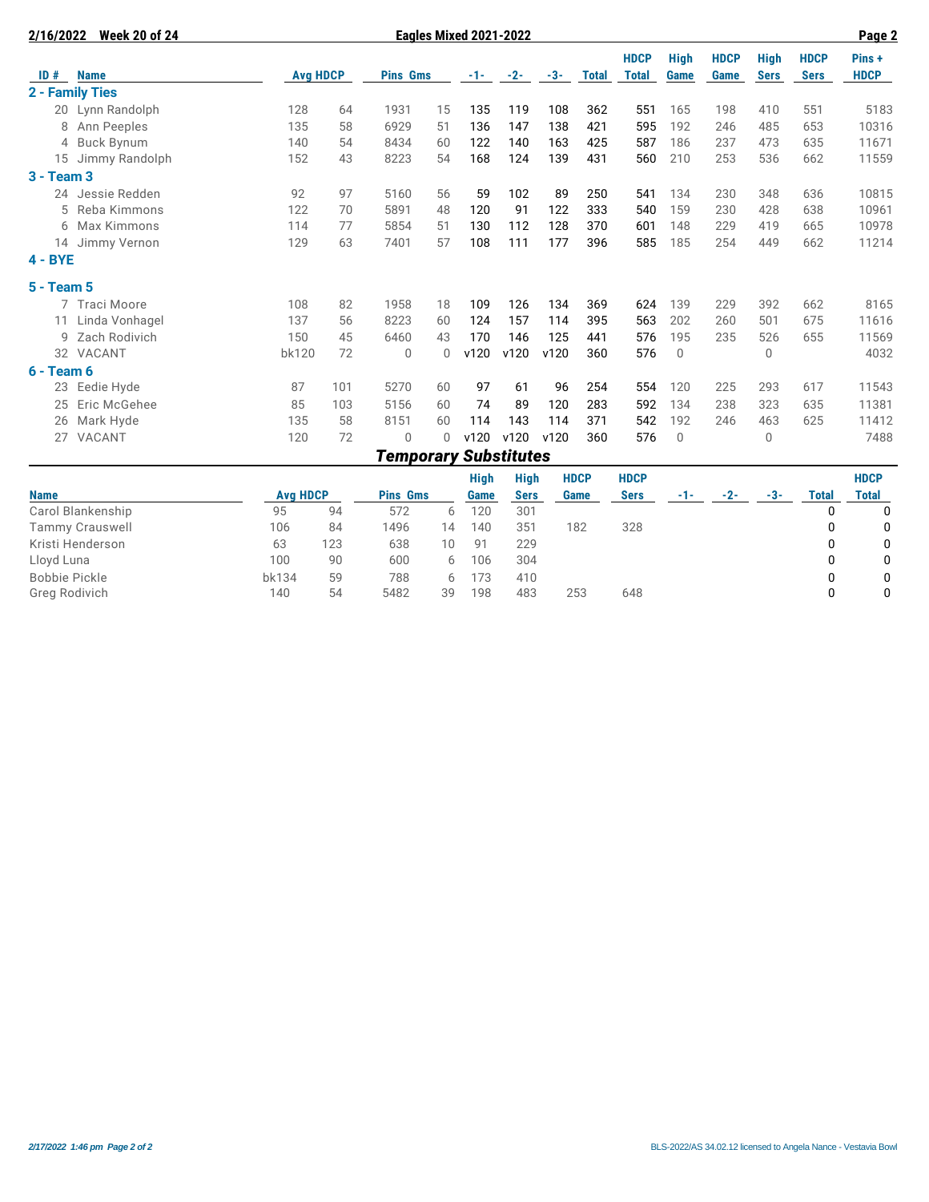**2/16/2022 Week 20 of 24 — Eagles Mixed 2021-2022**

| ID # | Name | Avg | HDCP | Pins | Gms | -1- | -2- | -3- | Total | HDCP Total | High Game | HDCP Game | High Sers | HDCP Sers | Pins + HDCP |
|---|---|---|---|---|---|---|---|---|---|---|---|---|---|---|---|
| **2 - Family Ties** | | | | | | | | | | | | | | | |
| 20 | Lynn Randolph | 128 | 64 | 1931 | 15 | 135 | 119 | 108 | 362 | 551 | 165 | 198 | 410 | 551 | 5183 |
| 8 | Ann Peeples | 135 | 58 | 6929 | 51 | 136 | 147 | 138 | 421 | 595 | 192 | 246 | 485 | 653 | 10316 |
| 4 | Buck Bynum | 140 | 54 | 8434 | 60 | 122 | 140 | 163 | 425 | 587 | 186 | 237 | 473 | 635 | 11671 |
| 15 | Jimmy Randolph | 152 | 43 | 8223 | 54 | 168 | 124 | 139 | 431 | 560 | 210 | 253 | 536 | 662 | 11559 |
| **3 - Team 3** | | | | | | | | | | | | | | | |
| 24 | Jessie Redden | 92 | 97 | 5160 | 56 | 59 | 102 | 89 | 250 | 541 | 134 | 230 | 348 | 636 | 10815 |
| 5 | Reba Kimmons | 122 | 70 | 5891 | 48 | 120 | 91 | 122 | 333 | 540 | 159 | 230 | 428 | 638 | 10961 |
| 6 | Max Kimmons | 114 | 77 | 5854 | 51 | 130 | 112 | 128 | 370 | 601 | 148 | 229 | 419 | 665 | 10978 |
| 14 | Jimmy Vernon | 129 | 63 | 7401 | 57 | 108 | 111 | 177 | 396 | 585 | 185 | 254 | 449 | 662 | 11214 |
| **4 - BYE** | | | | | | | | | | | | | | | |
| **5 - Team 5** | | | | | | | | | | | | | | | |
| 7 | Traci Moore | 108 | 82 | 1958 | 18 | 109 | 126 | 134 | 369 | 624 | 139 | 229 | 392 | 662 | 8165 |
| 11 | Linda Vonhagel | 137 | 56 | 8223 | 60 | 124 | 157 | 114 | 395 | 563 | 202 | 260 | 501 | 675 | 11616 |
| 9 | Zach Rodivich | 150 | 45 | 6460 | 43 | 170 | 146 | 125 | 441 | 576 | 195 | 235 | 526 | 655 | 11569 |
| 32 | VACANT | bk120 | 72 | 0 | 0 | v120 | v120 | v120 | 360 | 576 | 0 | | 0 | | 4032 |
| **6 - Team 6** | | | | | | | | | | | | | | | |
| 23 | Eedie Hyde | 87 | 101 | 5270 | 60 | 97 | 61 | 96 | 254 | 554 | 120 | 225 | 293 | 617 | 11543 |
| 25 | Eric McGehee | 85 | 103 | 5156 | 60 | 74 | 89 | 120 | 283 | 592 | 134 | 238 | 323 | 635 | 11381 |
| 26 | Mark Hyde | 135 | 58 | 8151 | 60 | 114 | 143 | 114 | 371 | 542 | 192 | 246 | 463 | 625 | 11412 |
| 27 | VACANT | 120 | 72 | 0 | 0 | v120 | v120 | v120 | 360 | 576 | 0 | | 0 | | 7488 |

## *Temporary Substitutes*

| Name | Avg | HDCP | Pins | Gms | High Game | High Sers | HDCP Game | HDCP Sers | -1- | -2- | -3- | Total | HDCP Total |
|---|---|---|---|---|---|---|---|---|---|---|---|---|---|
| Carol Blankenship | 95 | 94 | 572 | 6 | 120 | 301 | | | | | | 0 | 0 |
| Tammy Crauswell | 106 | 84 | 1496 | 14 | 140 | 351 | 182 | 328 | | | | 0 | 0 |
| Kristi Henderson | 63 | 123 | 638 | 10 | 91 | 229 | | | | | | 0 | 0 |
| Lloyd Luna | 100 | 90 | 600 | 6 | 106 | 304 | | | | | | 0 | 0 |
| Bobbie Pickle | bk134 | 59 | 788 | 6 | 173 | 410 | | | | | | 0 | 0 |
| Greg Rodivich | 140 | 54 | 5482 | 39 | 198 | 483 | 253 | 648 | | | | 0 | 0 |